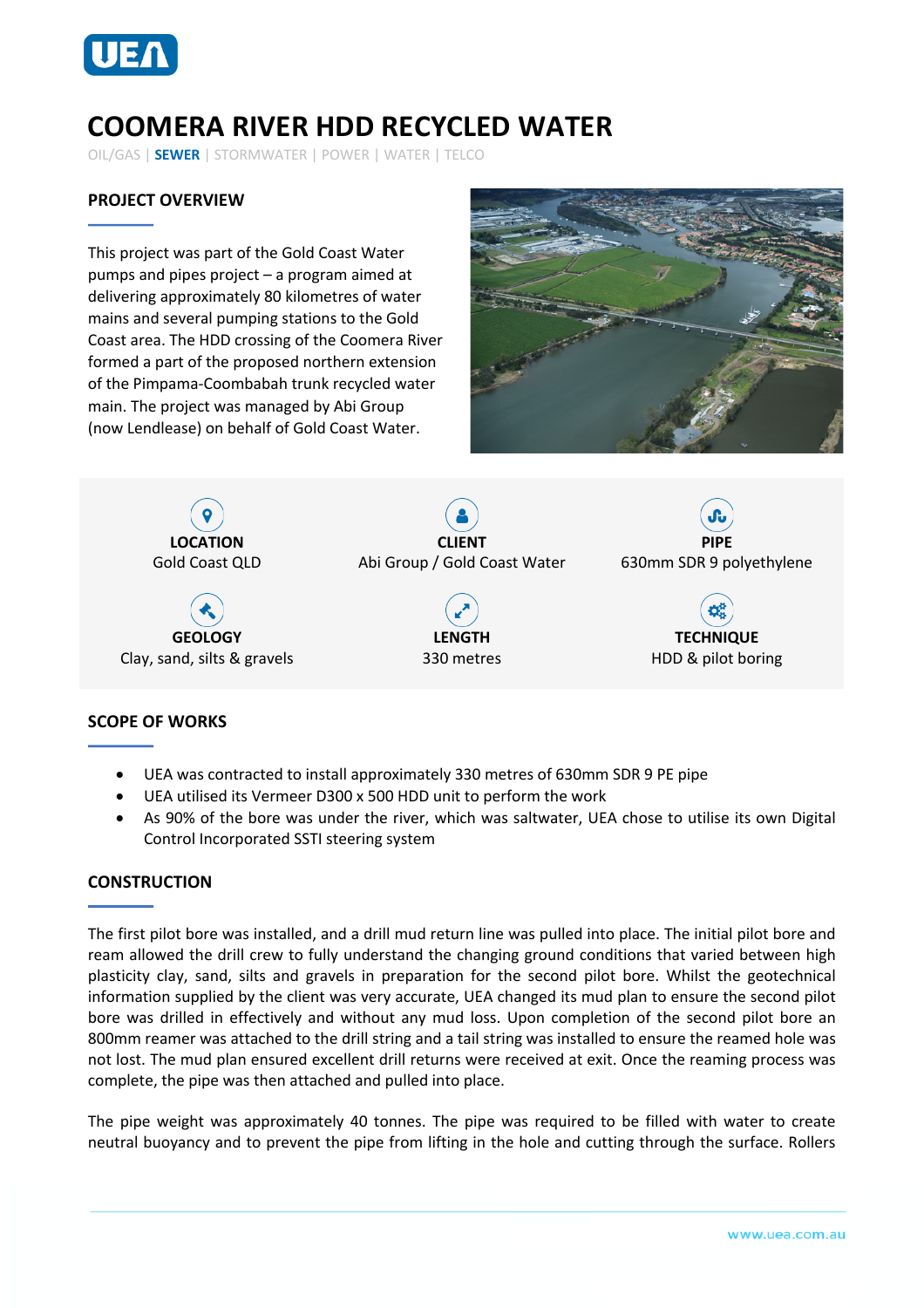# COOMERA RIVER HDD RECYCLED WATER

OIL/GAS | **SEWER** | STORMWATER | POWER | WATER | TELCO

## PROJECT OVERVIEW

This project was part of the Gold Coast Water pumps and pipes project – a program aimed at delivering approximately 80 kilometres of water mains and several pumping stations to the Gold Coast area. The HDD crossing of the Coomera River formed a part of the proposed northern extension of the Pimpama-Coombabah trunk recycled water main. The project was managed by Abi Group (now Lendlease) on behalf of Gold Coast Water.

**LOCATION**
Gold Coast QLD

**CLIENT**
Abi Group / Gold Coast Water

**PIPE**
630mm SDR 9 polyethylene

**GEOLOGY**
Clay, sand, silts & gravels

**LENGTH**
330 metres

**TECHNIQUE**
HDD & pilot boring

## SCOPE OF WORKS

- UEA was contracted to install approximately 330 metres of 630mm SDR 9 PE pipe
- UEA utilised its Vermeer D300 x 500 HDD unit to perform the work
- As 90% of the bore was under the river, which was saltwater, UEA chose to utilise its own Digital Control Incorporated SSTI steering system

## CONSTRUCTION

The first pilot bore was installed, and a drill mud return line was pulled into place. The initial pilot bore and ream allowed the drill crew to fully understand the changing ground conditions that varied between high plasticity clay, sand, silts and gravels in preparation for the second pilot bore. Whilst the geotechnical information supplied by the client was very accurate, UEA changed its mud plan to ensure the second pilot bore was drilled in effectively and without any mud loss. Upon completion of the second pilot bore an 800mm reamer was attached to the drill string and a tail string was installed to ensure the reamed hole was not lost. The mud plan ensured excellent drill returns were received at exit. Once the reaming process was complete, the pipe was then attached and pulled into place.

The pipe weight was approximately 40 tonnes. The pipe was required to be filled with water to create neutral buoyancy and to prevent the pipe from lifting in the hole and cutting through the surface. Rollers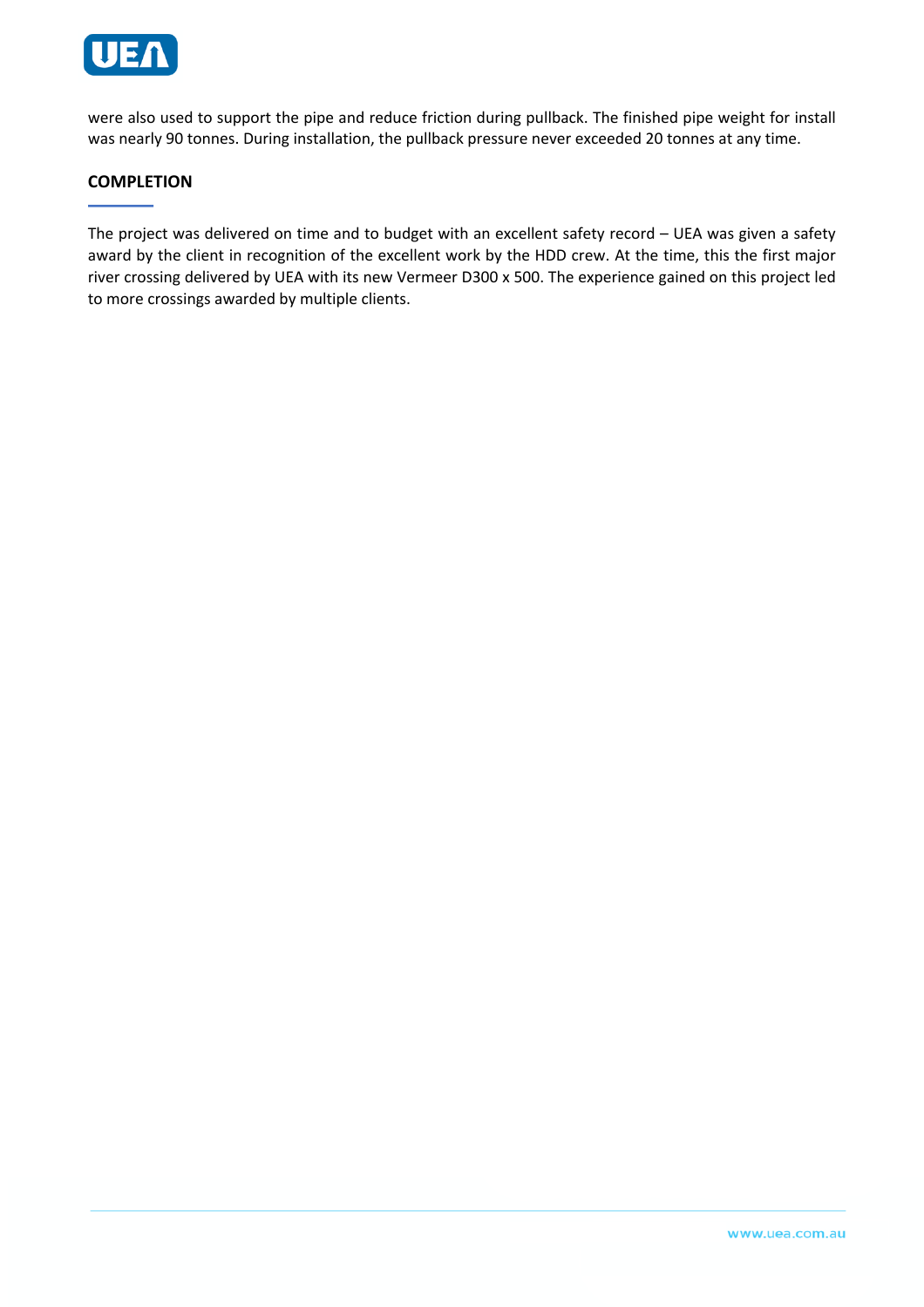were also used to support the pipe and reduce friction during pullback. The finished pipe weight for install was nearly 90 tonnes. During installation, the pullback pressure never exceeded 20 tonnes at any time.

## COMPLETION

The project was delivered on time and to budget with an excellent safety record – UEA was given a safety award by the client in recognition of the excellent work by the HDD crew. At the time, this the first major river crossing delivered by UEA with its new Vermeer D300 x 500. The experience gained on this project led to more crossings awarded by multiple clients.